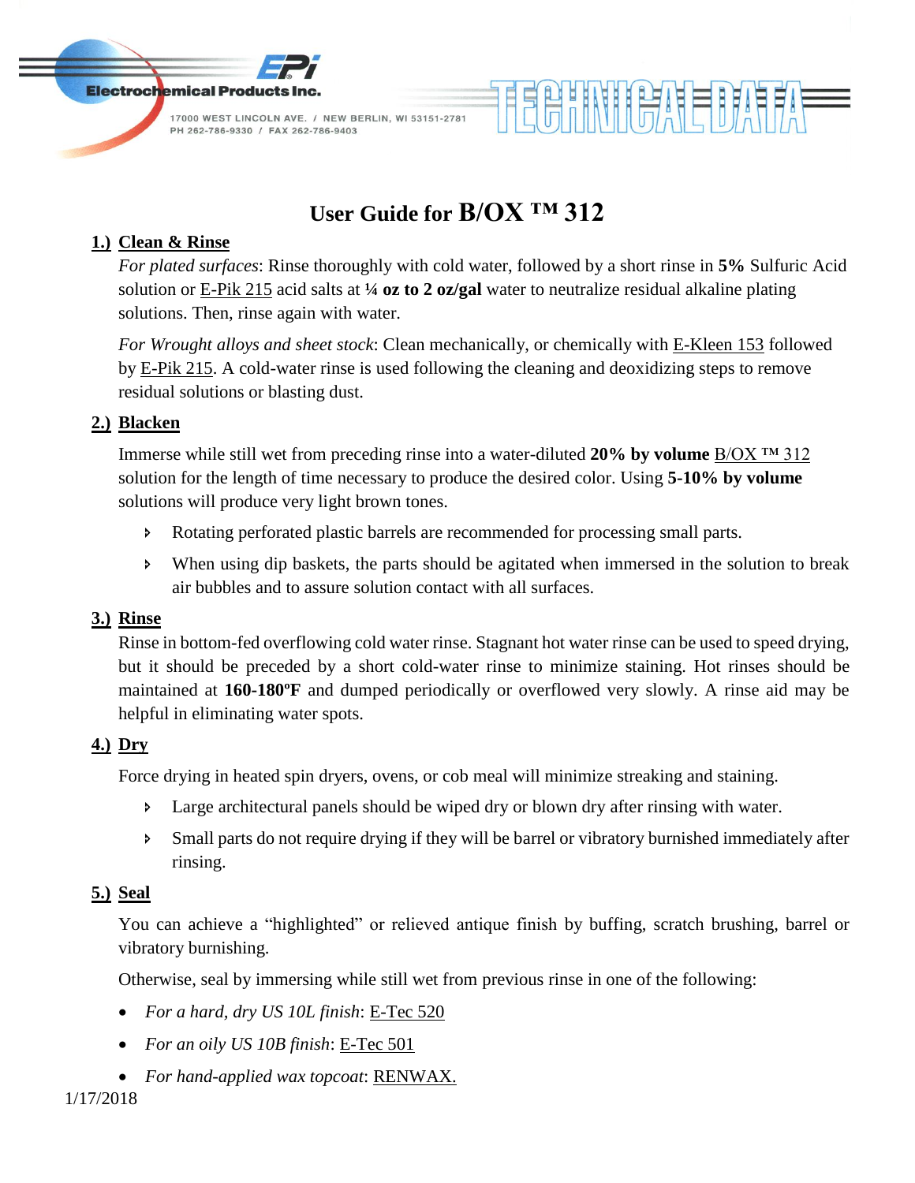Electrochemical Products Inc.

17000 WEST LINCOLN AVE. / NEW BERLIN, WI 53151-2781
PH 262-786-9330 / FAX 262-786-9403

TECHNICAL DATA

# User Guide for B/OX ™ 312

## 1.) Clean & Rinse

*For plated surfaces*: Rinse thoroughly with cold water, followed by a short rinse in **5%** Sulfuric Acid solution or E-Pik 215 acid salts at **¼ oz to 2 oz/gal** water to neutralize residual alkaline plating solutions. Then, rinse again with water.

*For Wrought alloys and sheet stock*: Clean mechanically, or chemically with E-Kleen 153 followed by E-Pik 215. A cold-water rinse is used following the cleaning and deoxidizing steps to remove residual solutions or blasting dust.

## 2.) Blacken

Immerse while still wet from preceding rinse into a water-diluted **20% by volume** B/OX ™ 312 solution for the length of time necessary to produce the desired color. Using **5-10% by volume** solutions will produce very light brown tones.

- Rotating perforated plastic barrels are recommended for processing small parts.
- When using dip baskets, the parts should be agitated when immersed in the solution to break air bubbles and to assure solution contact with all surfaces.

## 3.) Rinse

Rinse in bottom-fed overflowing cold water rinse. Stagnant hot water rinse can be used to speed drying, but it should be preceded by a short cold-water rinse to minimize staining. Hot rinses should be maintained at **160-180ºF** and dumped periodically or overflowed very slowly. A rinse aid may be helpful in eliminating water spots.

## 4.) Dry

Force drying in heated spin dryers, ovens, or cob meal will minimize streaking and staining.

- Large architectural panels should be wiped dry or blown dry after rinsing with water.
- Small parts do not require drying if they will be barrel or vibratory burnished immediately after rinsing.

## 5.) Seal

You can achieve a "highlighted" or relieved antique finish by buffing, scratch brushing, barrel or vibratory burnishing.

Otherwise, seal by immersing while still wet from previous rinse in one of the following:

- *For a hard, dry US 10L finish*: E-Tec 520
- *For an oily US 10B finish*: E-Tec 501
- *For hand-applied wax topcoat*: RENWAX.

1/17/2018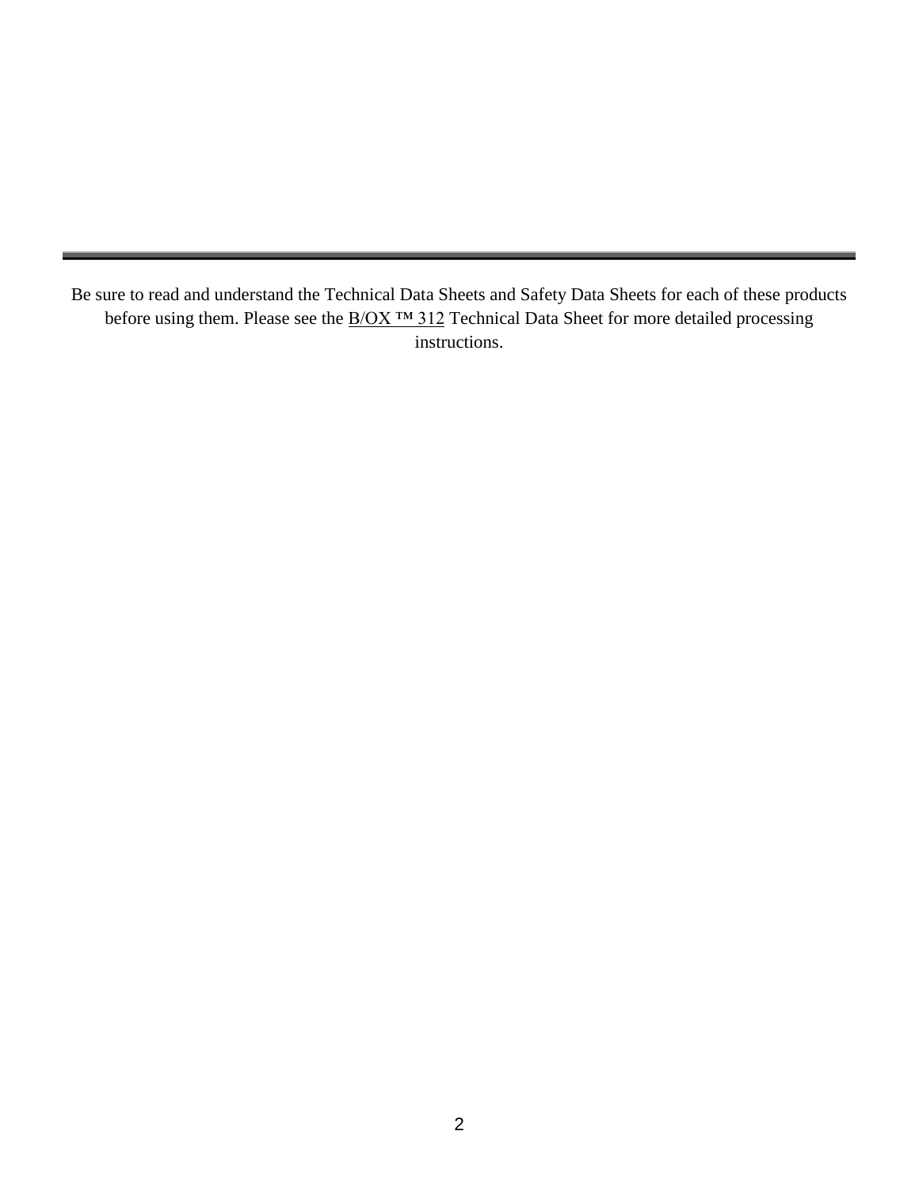---

Be sure to read and understand the Technical Data Sheets and Safety Data Sheets for each of these products before using them. Please see the B/OX ™ 312 Technical Data Sheet for more detailed processing instructions.